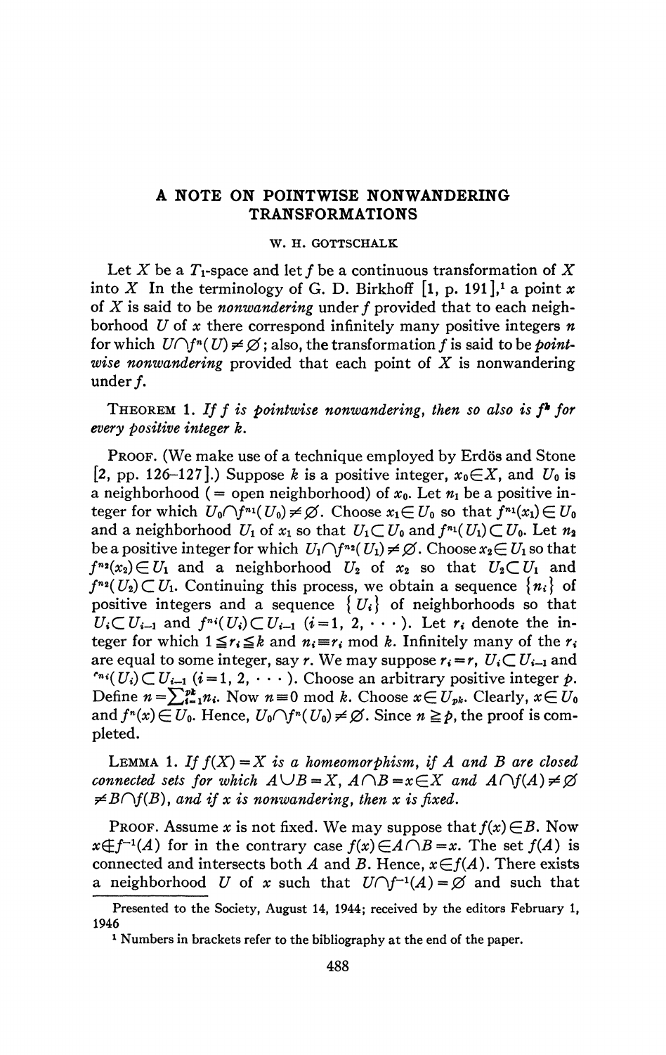# A NOTE ON POINTWISE NONWANDERING TRANSFORMATIONS

W. H. GOTTSCHALK

Let $X$ be a $T_1$-space and let $f$ be a continuous transformation of $X$ into $X$ In the terminology of G. D. Birkhoff [1, p. 191],[1] a point $x$ of $X$ is said to be *nonwandering* under $f$ provided that to each neighborhood $U$ of $x$ there correspond infinitely many positive integers $n$ for which $U \cap f^n(U) \neq \emptyset$; also, the transformation $f$ is said to be *pointwise nonwandering* provided that each point of $X$ is nonwandering under $f$.

THEOREM 1. *If $f$ is pointwise nonwandering, then so also is $f^k$ for every positive integer $k$.*

PROOF. (We make use of a technique employed by Erdös and Stone [2, pp. 126–127].) Suppose $k$ is a positive integer, $x_0 \in X$, and $U_0$ is a neighborhood (= open neighborhood) of $x_0$. Let $n_1$ be a positive integer for which $U_0 \cap f^{n_1}(U_0) \neq \emptyset$. Choose $x_1 \in U_0$ so that $f^{n_1}(x_1) \in U_0$ and a neighborhood $U_1$ of $x_1$ so that $U_1 \subset U_0$ and $f^{n_1}(U_1) \subset U_0$. Let $n_2$ be a positive integer for which $U_1 \cap f^{n_2}(U_1) \neq \emptyset$. Choose $x_2 \in U_1$ so that $f^{n_2}(x_2) \in U_1$ and a neighborhood $U_2$ of $x_2$ so that $U_2 \subset U_1$ and $f^{n_2}(U_2) \subset U_1$. Continuing this process, we obtain a sequence $\{n_i\}$ of positive integers and a sequence $\{U_i\}$ of neighborhoods so that $U_i \subset U_{i-1}$ and $f^{n_i}(U_i) \subset U_{i-1}$ $(i = 1, 2, \cdots)$. Let $r_i$ denote the integer for which $1 \leqq r_i \leqq k$ and $n_i \equiv r_i \bmod k$. Infinitely many of the $r_i$ are equal to some integer, say $r$. We may suppose $r_i = r$, $U_i \subset U_{i-1}$ and $f^{n_i}(U_i) \subset U_{i-1}$ $(i = 1, 2, \cdots)$. Choose an arbitrary positive integer $p$. Define $n = \sum_{i=1}^{pk} n_i$. Now $n \equiv 0 \bmod k$. Choose $x \in U_{pk}$. Clearly, $x \in U_0$ and $f^n(x) \in U_0$. Hence, $U_0 \cap f^n(U_0) \neq \emptyset$. Since $n \geqq p$, the proof is completed.

LEMMA 1. *If $f(X) = X$ is a homeomorphism, if $A$ and $B$ are closed connected sets for which $A \cup B = X$, $A \cap B = x \in X$ and $A \cap f(A) \neq \emptyset \neq B \cap f(B)$, and if $x$ is nonwandering, then $x$ is fixed.*

PROOF. Assume $x$ is not fixed. We may suppose that $f(x) \in B$. Now $x \notin f^{-1}(A)$ for in the contrary case $f(x) \in A \cap B = x$. The set $f(A)$ is connected and intersects both $A$ and $B$. Hence, $x \in f(A)$. There exists a neighborhood $U$ of $x$ such that $U \cap f^{-1}(A) = \emptyset$ and such that

Presented to the Society, August 14, 1944; received by the editors February 1, 1946

[1] Numbers in brackets refer to the bibliography at the end of the paper.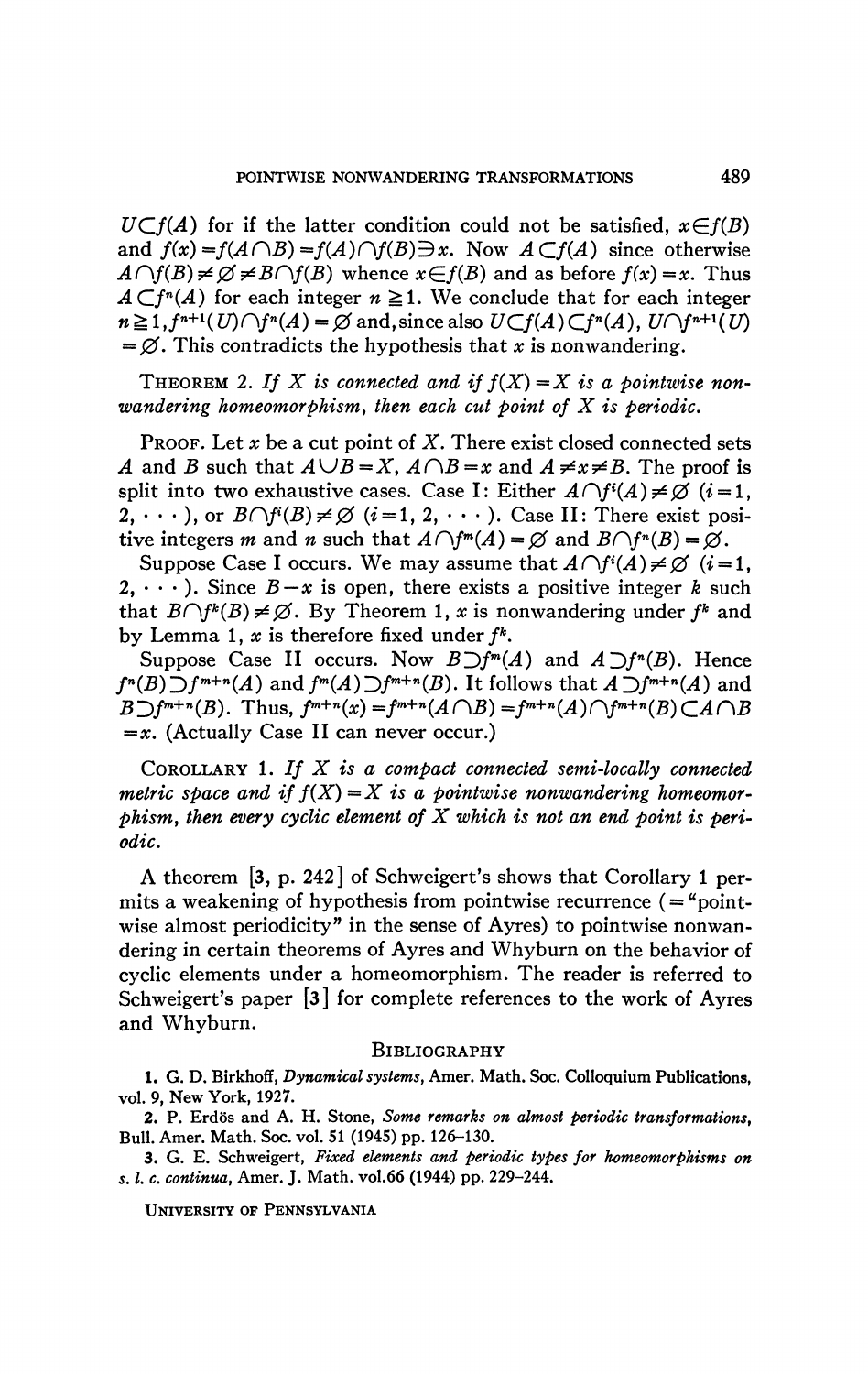$U \subset f(A)$ for if the latter condition could not be satisfied, $x \in f(B)$ and $f(x) = f(A \cap B) = f(A) \cap f(B) \ni x$. Now $A \subset f(A)$ since otherwise $A \cap f(B) \neq \emptyset \neq B \cap f(B)$ whence $x \in f(B)$ and as before $f(x) = x$. Thus $A \subset f^n(A)$ for each integer $n \geq 1$. We conclude that for each integer $n \geq 1, f^{n+1}(U) \cap f^n(A) = \emptyset$ and, since also $U \subset f(A) \subset f^n(A)$, $U \cap f^{n+1}(U) = \emptyset$. This contradicts the hypothesis that $x$ is nonwandering.

THEOREM 2. *If $X$ is connected and if $f(X) = X$ is a pointwise nonwandering homeomorphism, then each cut point of $X$ is periodic.*

PROOF. Let $x$ be a cut point of $X$. There exist closed connected sets $A$ and $B$ such that $A \cup B = X$, $A \cap B = x$ and $A \neq x \neq B$. The proof is split into two exhaustive cases. Case I: Either $A \cap f^i(A) \neq \emptyset$ $(i = 1, 2, \cdots)$, or $B \cap f^i(B) \neq \emptyset$ $(i = 1, 2, \cdots)$. Case II: There exist positive integers $m$ and $n$ such that $A \cap f^m(A) = \emptyset$ and $B \cap f^n(B) = \emptyset$.

Suppose Case I occurs. We may assume that $A \cap f^i(A) \neq \emptyset$ $(i = 1, 2, \cdots)$. Since $B - x$ is open, there exists a positive integer $k$ such that $B \cap f^k(B) \neq \emptyset$. By Theorem 1, $x$ is nonwandering under $f^k$ and by Lemma 1, $x$ is therefore fixed under $f^k$.

Suppose Case II occurs. Now $B \supset f^m(A)$ and $A \supset f^n(B)$. Hence $f^n(B) \supset f^{m+n}(A)$ and $f^m(A) \supset f^{m+n}(B)$. It follows that $A \supset f^{m+n}(A)$ and $B \supset f^{m+n}(B)$. Thus, $f^{m+n}(x) = f^{m+n}(A \cap B) = f^{m+n}(A) \cap f^{m+n}(B) \subset A \cap B = x$. (Actually Case II can never occur.)

COROLLARY 1. *If $X$ is a compact connected semi-locally connected metric space and if $f(X) = X$ is a pointwise nonwandering homeomorphism, then every cyclic element of $X$ which is not an end point is periodic.*

A theorem [3, p. 242] of Schweigert's shows that Corollary 1 permits a weakening of hypothesis from pointwise recurrence (= "pointwise almost periodicity" in the sense of Ayres) to pointwise nonwandering in certain theorems of Ayres and Whyburn on the behavior of cyclic elements under a homeomorphism. The reader is referred to Schweigert's paper [3] for complete references to the work of Ayres and Whyburn.

## BIBLIOGRAPHY

1. G. D. Birkhoff, *Dynamical systems*, Amer. Math. Soc. Colloquium Publications, vol. 9, New York, 1927.

2. P. Erdös and A. H. Stone, *Some remarks on almost periodic transformations*, Bull. Amer. Math. Soc. vol. 51 (1945) pp. 126–130.

3. G. E. Schweigert, *Fixed elements and periodic types for homeomorphisms on s. l. c. continua*, Amer. J. Math. vol.66 (1944) pp. 229–244.

UNIVERSITY OF PENNSYLVANIA